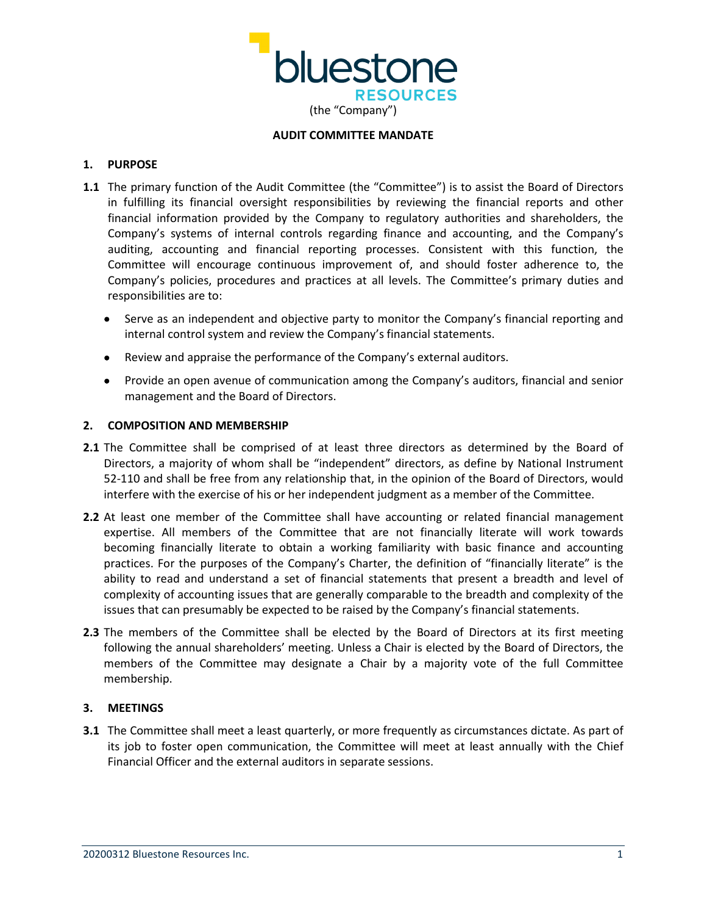bluestone RESOURCES

(the "Company")

**AUDIT COMMITTEE MANDATE**

## 1. PURPOSE

**1.1** The primary function of the Audit Committee (the "Committee") is to assist the Board of Directors in fulfilling its financial oversight responsibilities by reviewing the financial reports and other financial information provided by the Company to regulatory authorities and shareholders, the Company's systems of internal controls regarding finance and accounting, and the Company's auditing, accounting and financial reporting processes. Consistent with this function, the Committee will encourage continuous improvement of, and should foster adherence to, the Company's policies, procedures and practices at all levels. The Committee's primary duties and responsibilities are to:

- Serve as an independent and objective party to monitor the Company's financial reporting and internal control system and review the Company's financial statements.
- Review and appraise the performance of the Company's external auditors.
- Provide an open avenue of communication among the Company's auditors, financial and senior management and the Board of Directors.

## 2. COMPOSITION AND MEMBERSHIP

**2.1** The Committee shall be comprised of at least three directors as determined by the Board of Directors, a majority of whom shall be "independent" directors, as define by National Instrument 52-110 and shall be free from any relationship that, in the opinion of the Board of Directors, would interfere with the exercise of his or her independent judgment as a member of the Committee.

**2.2** At least one member of the Committee shall have accounting or related financial management expertise. All members of the Committee that are not financially literate will work towards becoming financially literate to obtain a working familiarity with basic finance and accounting practices. For the purposes of the Company's Charter, the definition of "financially literate" is the ability to read and understand a set of financial statements that present a breadth and level of complexity of accounting issues that are generally comparable to the breadth and complexity of the issues that can presumably be expected to be raised by the Company's financial statements.

**2.3** The members of the Committee shall be elected by the Board of Directors at its first meeting following the annual shareholders' meeting. Unless a Chair is elected by the Board of Directors, the members of the Committee may designate a Chair by a majority vote of the full Committee membership.

## 3. MEETINGS

**3.1** The Committee shall meet a least quarterly, or more frequently as circumstances dictate. As part of its job to foster open communication, the Committee will meet at least annually with the Chief Financial Officer and the external auditors in separate sessions.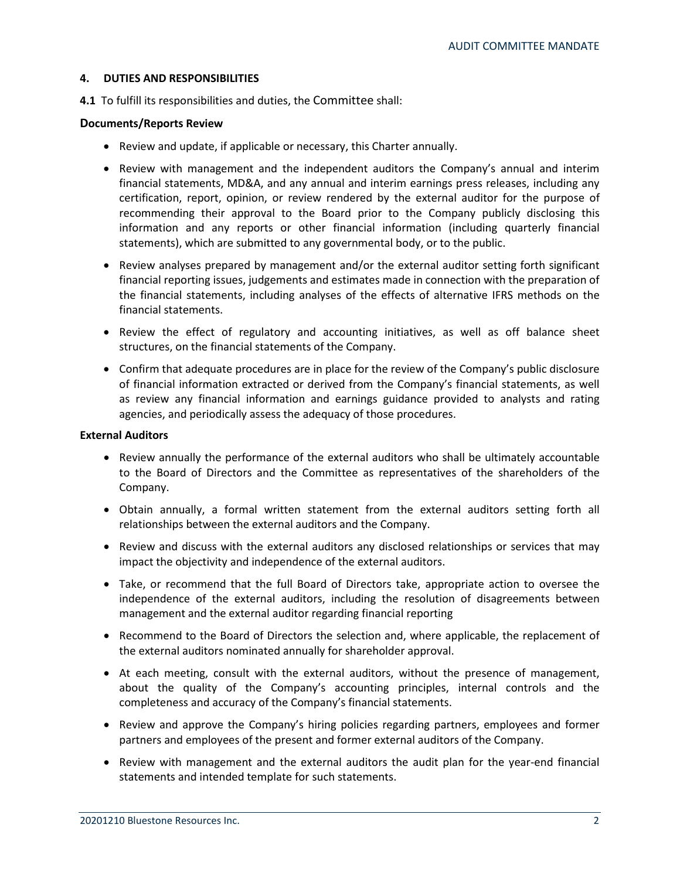## 4. DUTIES AND RESPONSIBILITIES

**4.1** To fulfill its responsibilities and duties, the Committee shall:

**Documents/Reports Review**

- Review and update, if applicable or necessary, this Charter annually.
- Review with management and the independent auditors the Company's annual and interim financial statements, MD&A, and any annual and interim earnings press releases, including any certification, report, opinion, or review rendered by the external auditor for the purpose of recommending their approval to the Board prior to the Company publicly disclosing this information and any reports or other financial information (including quarterly financial statements), which are submitted to any governmental body, or to the public.
- Review analyses prepared by management and/or the external auditor setting forth significant financial reporting issues, judgements and estimates made in connection with the preparation of the financial statements, including analyses of the effects of alternative IFRS methods on the financial statements.
- Review the effect of regulatory and accounting initiatives, as well as off balance sheet structures, on the financial statements of the Company.
- Confirm that adequate procedures are in place for the review of the Company's public disclosure of financial information extracted or derived from the Company's financial statements, as well as review any financial information and earnings guidance provided to analysts and rating agencies, and periodically assess the adequacy of those procedures.

**External Auditors**

- Review annually the performance of the external auditors who shall be ultimately accountable to the Board of Directors and the Committee as representatives of the shareholders of the Company.
- Obtain annually, a formal written statement from the external auditors setting forth all relationships between the external auditors and the Company.
- Review and discuss with the external auditors any disclosed relationships or services that may impact the objectivity and independence of the external auditors.
- Take, or recommend that the full Board of Directors take, appropriate action to oversee the independence of the external auditors, including the resolution of disagreements between management and the external auditor regarding financial reporting
- Recommend to the Board of Directors the selection and, where applicable, the replacement of the external auditors nominated annually for shareholder approval.
- At each meeting, consult with the external auditors, without the presence of management, about the quality of the Company's accounting principles, internal controls and the completeness and accuracy of the Company's financial statements.
- Review and approve the Company's hiring policies regarding partners, employees and former partners and employees of the present and former external auditors of the Company.
- Review with management and the external auditors the audit plan for the year-end financial statements and intended template for such statements.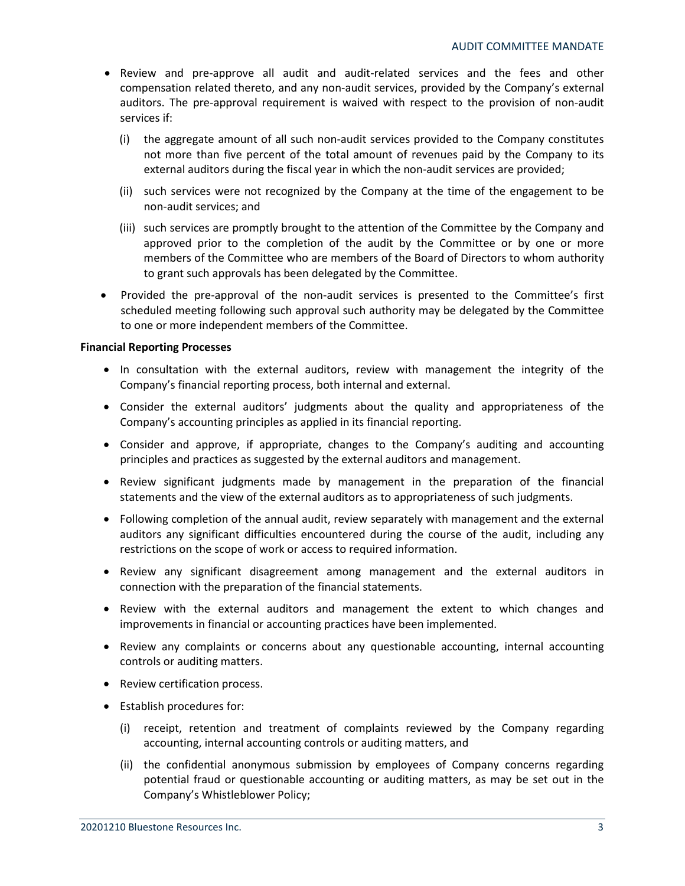- Review and pre-approve all audit and audit-related services and the fees and other compensation related thereto, and any non-audit services, provided by the Company's external auditors. The pre-approval requirement is waived with respect to the provision of non-audit services if:
    - (i) the aggregate amount of all such non-audit services provided to the Company constitutes not more than five percent of the total amount of revenues paid by the Company to its external auditors during the fiscal year in which the non-audit services are provided;
    - (ii) such services were not recognized by the Company at the time of the engagement to be non-audit services; and
    - (iii) such services are promptly brought to the attention of the Committee by the Company and approved prior to the completion of the audit by the Committee or by one or more members of the Committee who are members of the Board of Directors to whom authority to grant such approvals has been delegated by the Committee.
- Provided the pre-approval of the non-audit services is presented to the Committee's first scheduled meeting following such approval such authority may be delegated by the Committee to one or more independent members of the Committee.

**Financial Reporting Processes**

- In consultation with the external auditors, review with management the integrity of the Company's financial reporting process, both internal and external.
- Consider the external auditors' judgments about the quality and appropriateness of the Company's accounting principles as applied in its financial reporting.
- Consider and approve, if appropriate, changes to the Company's auditing and accounting principles and practices as suggested by the external auditors and management.
- Review significant judgments made by management in the preparation of the financial statements and the view of the external auditors as to appropriateness of such judgments.
- Following completion of the annual audit, review separately with management and the external auditors any significant difficulties encountered during the course of the audit, including any restrictions on the scope of work or access to required information.
- Review any significant disagreement among management and the external auditors in connection with the preparation of the financial statements.
- Review with the external auditors and management the extent to which changes and improvements in financial or accounting practices have been implemented.
- Review any complaints or concerns about any questionable accounting, internal accounting controls or auditing matters.
- Review certification process.
- Establish procedures for:
    - (i) receipt, retention and treatment of complaints reviewed by the Company regarding accounting, internal accounting controls or auditing matters, and
    - (ii) the confidential anonymous submission by employees of Company concerns regarding potential fraud or questionable accounting or auditing matters, as may be set out in the Company's Whistleblower Policy;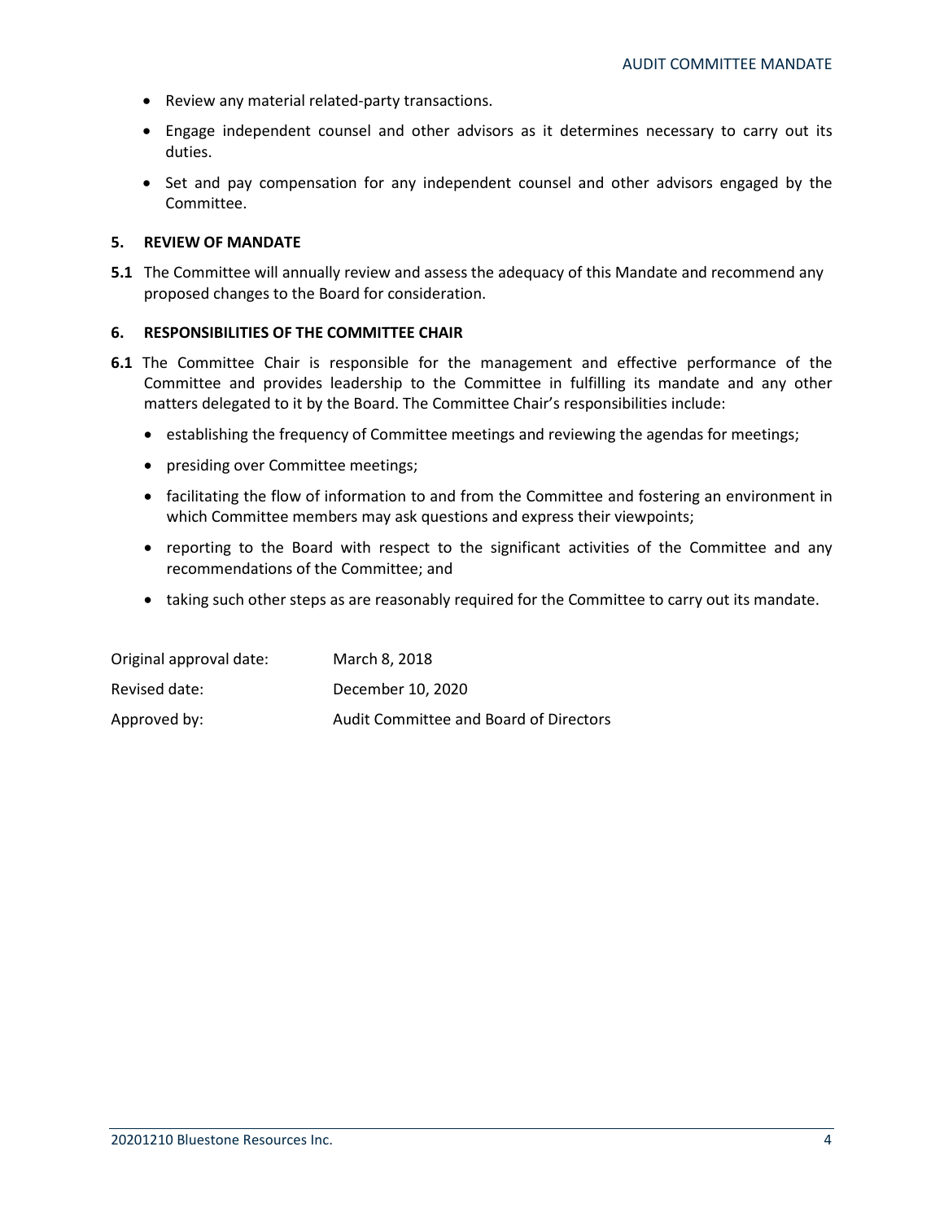- Review any material related-party transactions.
- Engage independent counsel and other advisors as it determines necessary to carry out its duties.
- Set and pay compensation for any independent counsel and other advisors engaged by the Committee.

## 5. REVIEW OF MANDATE

**5.1** The Committee will annually review and assess the adequacy of this Mandate and recommend any proposed changes to the Board for consideration.

## 6. RESPONSIBILITIES OF THE COMMITTEE CHAIR

**6.1** The Committee Chair is responsible for the management and effective performance of the Committee and provides leadership to the Committee in fulfilling its mandate and any other matters delegated to it by the Board. The Committee Chair's responsibilities include:

- establishing the frequency of Committee meetings and reviewing the agendas for meetings;
- presiding over Committee meetings;
- facilitating the flow of information to and from the Committee and fostering an environment in which Committee members may ask questions and express their viewpoints;
- reporting to the Board with respect to the significant activities of the Committee and any recommendations of the Committee; and
- taking such other steps as are reasonably required for the Committee to carry out its mandate.

| | |
|---|---|
| Original approval date: | March 8, 2018 |
| Revised date: | December 10, 2020 |
| Approved by: | Audit Committee and Board of Directors |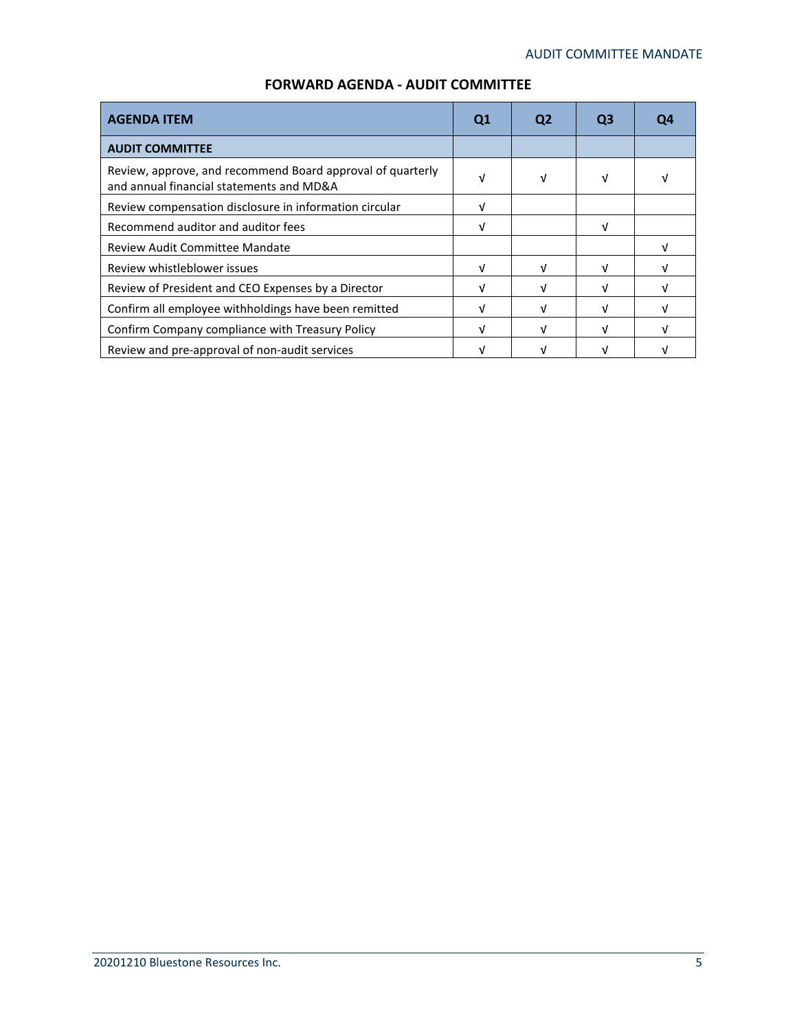## FORWARD AGENDA - AUDIT COMMITTEE

| AGENDA ITEM | Q1 | Q2 | Q3 | Q4 |
|---|---|---|---|---|
| **AUDIT COMMITTEE** | | | | |
| Review, approve, and recommend Board approval of quarterly and annual financial statements and MD&A | √ | √ | √ | √ |
| Review compensation disclosure in information circular | √ | | | |
| Recommend auditor and auditor fees | √ | | √ | |
| Review Audit Committee Mandate | | | | √ |
| Review whistleblower issues | √ | √ | √ | √ |
| Review of President and CEO Expenses by a Director | √ | √ | √ | √ |
| Confirm all employee withholdings have been remitted | √ | √ | √ | √ |
| Confirm Company compliance with Treasury Policy | √ | √ | √ | √ |
| Review and pre-approval of non-audit services | √ | √ | √ | √ |